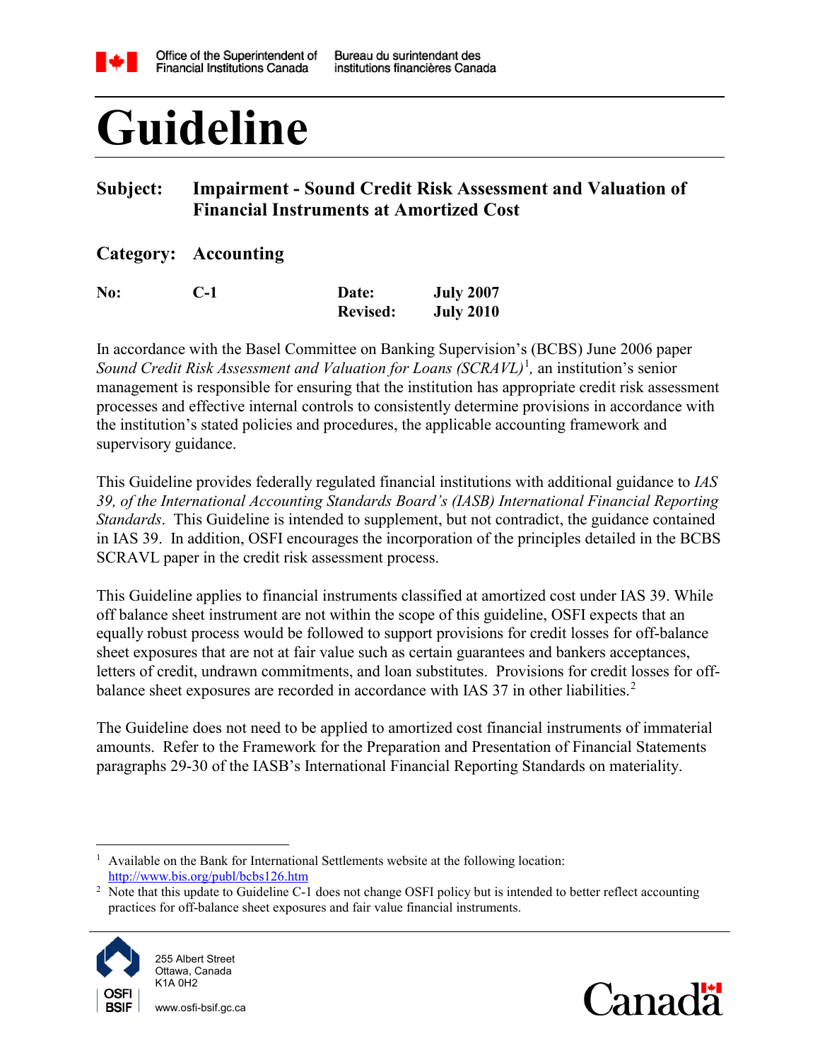Office of the Superintendent of Financial Institutions Canada | Bureau du surintendant des institutions financières Canada

# Guideline

**Subject:** **Impairment - Sound Credit Risk Assessment and Valuation of Financial Instruments at Amortized Cost**

**Category:** **Accounting**

| **No:** | **C-1** | **Date:** | **July 2007** |
|---|---|---|---|
| | | **Revised:** | **July 2010** |

In accordance with the Basel Committee on Banking Supervision's (BCBS) June 2006 paper *Sound Credit Risk Assessment and Valuation for Loans (SCRAVL)*[1], an institution's senior management is responsible for ensuring that the institution has appropriate credit risk assessment processes and effective internal controls to consistently determine provisions in accordance with the institution's stated policies and procedures, the applicable accounting framework and supervisory guidance.

This Guideline provides federally regulated financial institutions with additional guidance to *IAS 39, of the International Accounting Standards Board's (IASB) International Financial Reporting Standards*. This Guideline is intended to supplement, but not contradict, the guidance contained in IAS 39. In addition, OSFI encourages the incorporation of the principles detailed in the BCBS SCRAVL paper in the credit risk assessment process.

This Guideline applies to financial instruments classified at amortized cost under IAS 39. While off balance sheet instrument are not within the scope of this guideline, OSFI expects that an equally robust process would be followed to support provisions for credit losses for off-balance sheet exposures that are not at fair value such as certain guarantees and bankers acceptances, letters of credit, undrawn commitments, and loan substitutes. Provisions for credit losses for off-balance sheet exposures are recorded in accordance with IAS 37 in other liabilities.[2]

The Guideline does not need to be applied to amortized cost financial instruments of immaterial amounts. Refer to the Framework for the Preparation and Presentation of Financial Statements paragraphs 29-30 of the IASB's International Financial Reporting Standards on materiality.

---

[1] Available on the Bank for International Settlements website at the following location: http://www.bis.org/publ/bcbs126.htm

[2] Note that this update to Guideline C-1 does not change OSFI policy but is intended to better reflect accounting practices for off-balance sheet exposures and fair value financial instruments.

255 Albert Street
Ottawa, Canada
K1A 0H2

www.osfi-bsif.gc.ca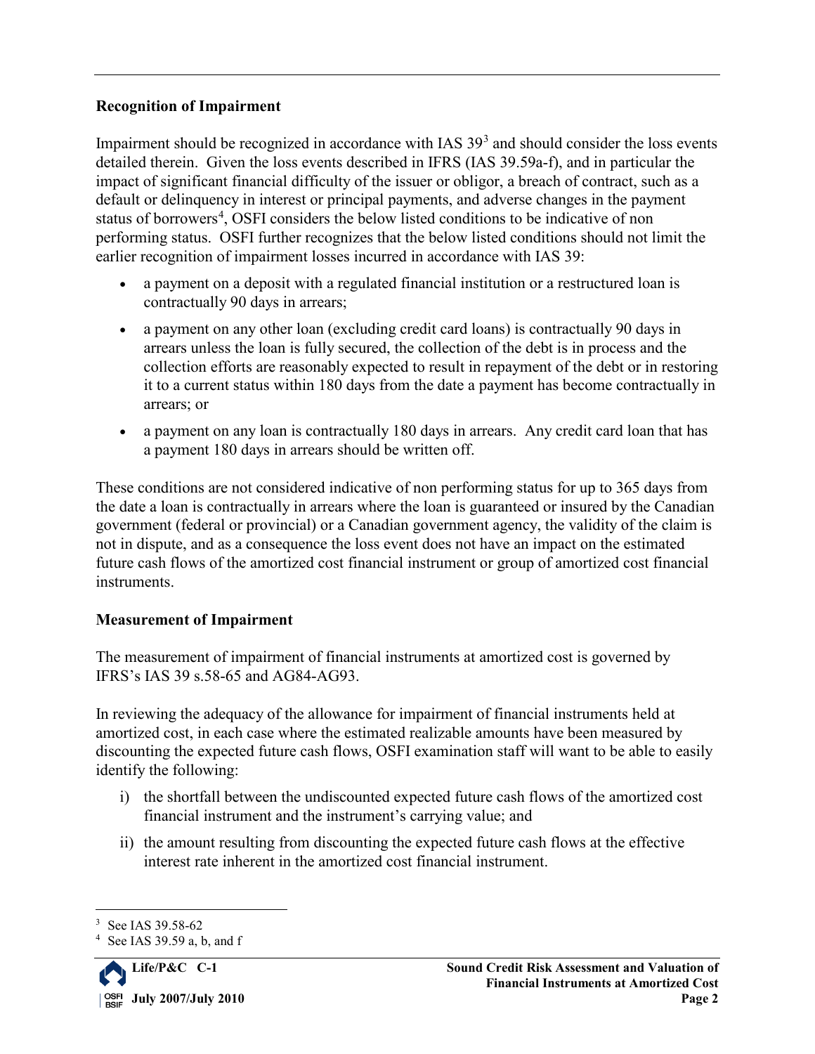## Recognition of Impairment

Impairment should be recognized in accordance with IAS 39[3] and should consider the loss events detailed therein. Given the loss events described in IFRS (IAS 39.59a-f), and in particular the impact of significant financial difficulty of the issuer or obligor, a breach of contract, such as a default or delinquency in interest or principal payments, and adverse changes in the payment status of borrowers[4], OSFI considers the below listed conditions to be indicative of non performing status. OSFI further recognizes that the below listed conditions should not limit the earlier recognition of impairment losses incurred in accordance with IAS 39:

- a payment on a deposit with a regulated financial institution or a restructured loan is contractually 90 days in arrears;
- a payment on any other loan (excluding credit card loans) is contractually 90 days in arrears unless the loan is fully secured, the collection of the debt is in process and the collection efforts are reasonably expected to result in repayment of the debt or in restoring it to a current status within 180 days from the date a payment has become contractually in arrears; or
- a payment on any loan is contractually 180 days in arrears. Any credit card loan that has a payment 180 days in arrears should be written off.

These conditions are not considered indicative of non performing status for up to 365 days from the date a loan is contractually in arrears where the loan is guaranteed or insured by the Canadian government (federal or provincial) or a Canadian government agency, the validity of the claim is not in dispute, and as a consequence the loss event does not have an impact on the estimated future cash flows of the amortized cost financial instrument or group of amortized cost financial instruments.

## Measurement of Impairment

The measurement of impairment of financial instruments at amortized cost is governed by IFRS's IAS 39 s.58-65 and AG84-AG93.

In reviewing the adequacy of the allowance for impairment of financial instruments held at amortized cost, in each case where the estimated realizable amounts have been measured by discounting the expected future cash flows, OSFI examination staff will want to be able to easily identify the following:

i) the shortfall between the undiscounted expected future cash flows of the amortized cost financial instrument and the instrument's carrying value; and

ii) the amount resulting from discounting the expected future cash flows at the effective interest rate inherent in the amortized cost financial instrument.

---

[3] See IAS 39.58-62

[4] See IAS 39.59 a, b, and f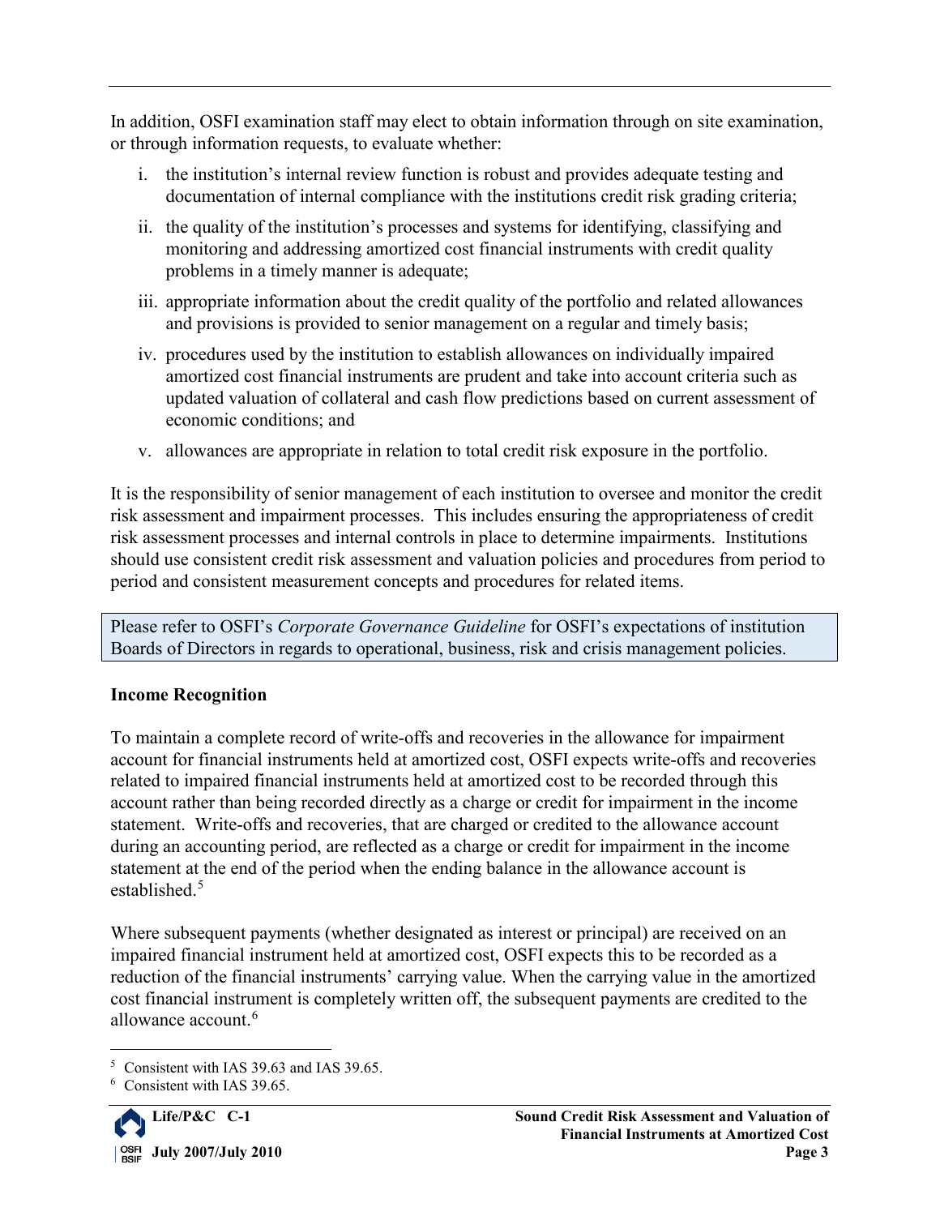In addition, OSFI examination staff may elect to obtain information through on site examination, or through information requests, to evaluate whether:

i. the institution's internal review function is robust and provides adequate testing and documentation of internal compliance with the institutions credit risk grading criteria;

ii. the quality of the institution's processes and systems for identifying, classifying and monitoring and addressing amortized cost financial instruments with credit quality problems in a timely manner is adequate;

iii. appropriate information about the credit quality of the portfolio and related allowances and provisions is provided to senior management on a regular and timely basis;

iv. procedures used by the institution to establish allowances on individually impaired amortized cost financial instruments are prudent and take into account criteria such as updated valuation of collateral and cash flow predictions based on current assessment of economic conditions; and

v. allowances are appropriate in relation to total credit risk exposure in the portfolio.

It is the responsibility of senior management of each institution to oversee and monitor the credit risk assessment and impairment processes. This includes ensuring the appropriateness of credit risk assessment processes and internal controls in place to determine impairments. Institutions should use consistent credit risk assessment and valuation policies and procedures from period to period and consistent measurement concepts and procedures for related items.

Please refer to OSFI's *Corporate Governance Guideline* for OSFI's expectations of institution Boards of Directors in regards to operational, business, risk and crisis management policies.

**Income Recognition**

To maintain a complete record of write-offs and recoveries in the allowance for impairment account for financial instruments held at amortized cost, OSFI expects write-offs and recoveries related to impaired financial instruments held at amortized cost to be recorded through this account rather than being recorded directly as a charge or credit for impairment in the income statement. Write-offs and recoveries, that are charged or credited to the allowance account during an accounting period, are reflected as a charge or credit for impairment in the income statement at the end of the period when the ending balance in the allowance account is established.[5]

Where subsequent payments (whether designated as interest or principal) are received on an impaired financial instrument held at amortized cost, OSFI expects this to be recorded as a reduction of the financial instruments' carrying value. When the carrying value in the amortized cost financial instrument is completely written off, the subsequent payments are credited to the allowance account.[6]

[5] Consistent with IAS 39.63 and IAS 39.65.

[6] Consistent with IAS 39.65.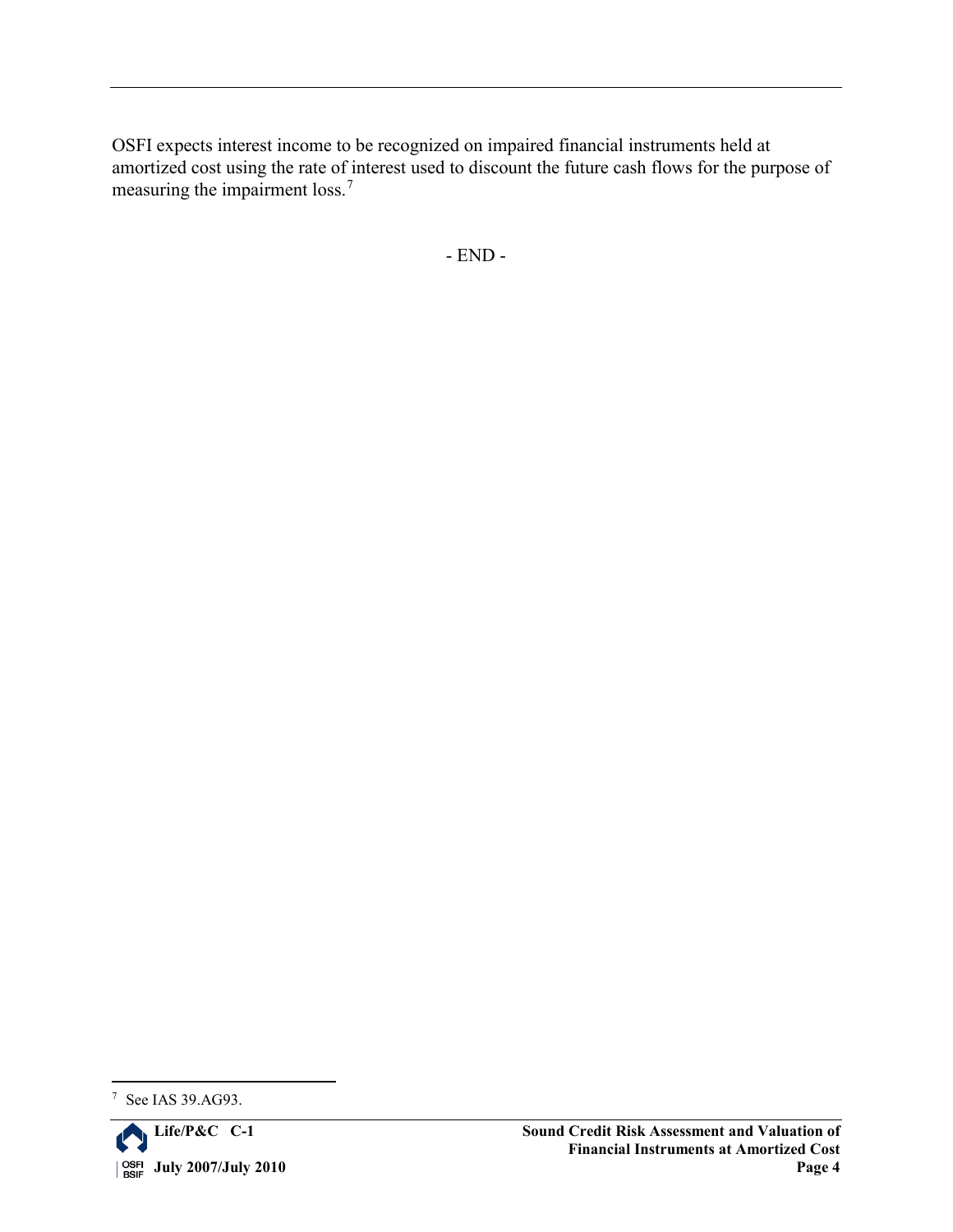OSFI expects interest income to be recognized on impaired financial instruments held at amortized cost using the rate of interest used to discount the future cash flows for the purpose of measuring the impairment loss.[7]

- END -

[7] See IAS 39.AG93.